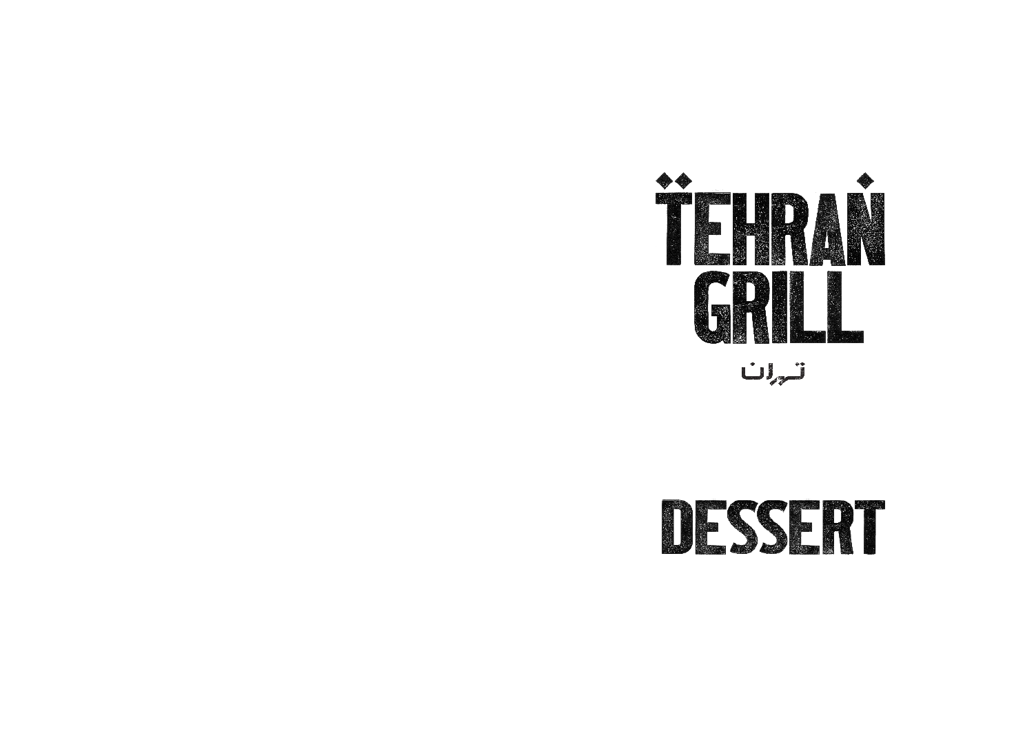# TEHRAN GRILL

تهران

# DESSERT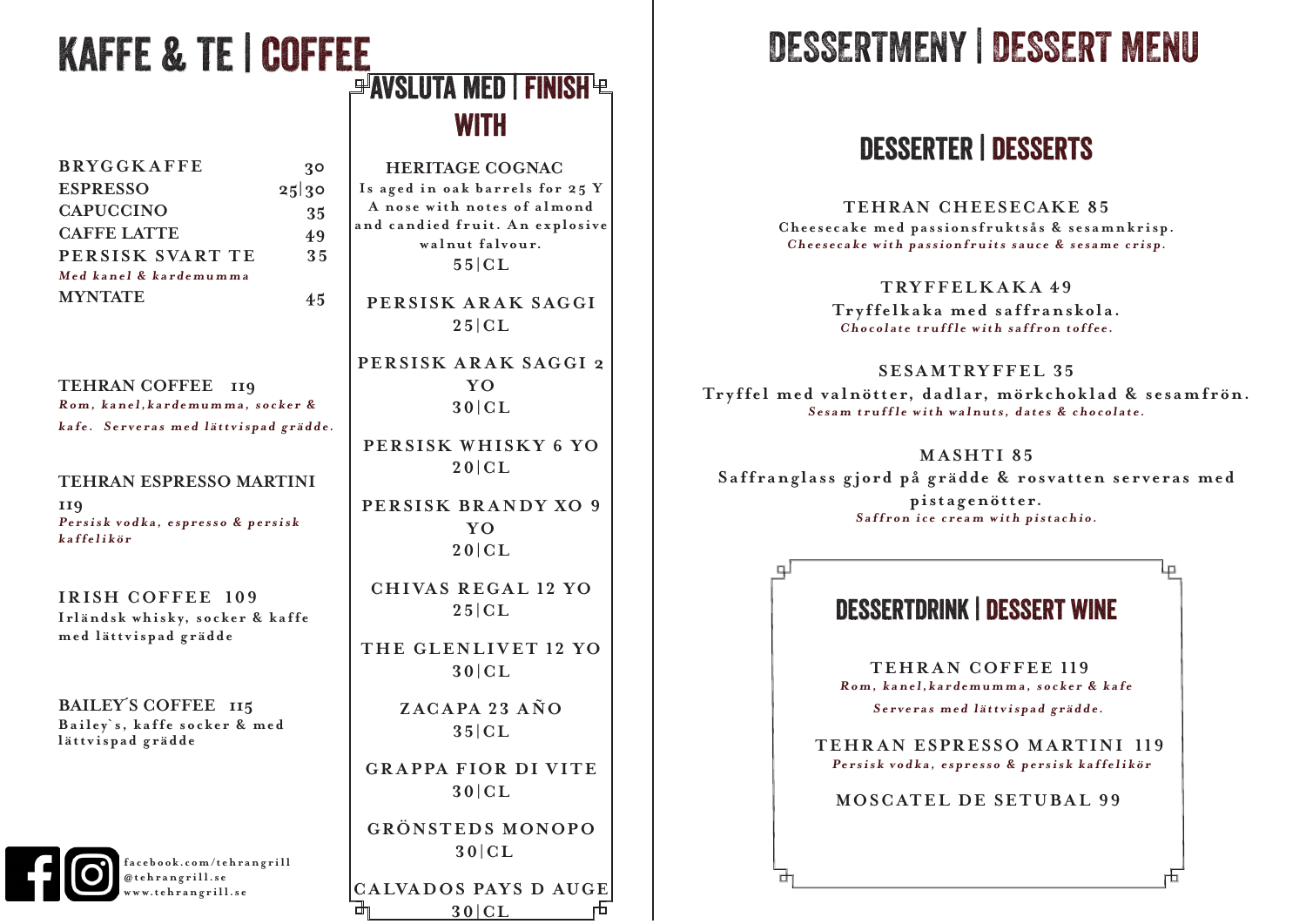# KAFFE & TE | COFFEE

| | |
|---|---|
| BRYGGKAFFE | 30 |
| ESPRESSO | 25\|30 |
| CAPUCCINO | 35 |
| CAFFE LATTE | 49 |
| PERSISK SVART TE | 35 |

*Med kanel & kardemumma*

| | |
|---|---|
| MYNTATE | 45 |

**TEHRAN COFFEE 119**
*Rom, kanel,kardemumma, socker & kafe. Serveras med lättvispad grädde.*

**TEHRAN ESPRESSO MARTINI 119**
*Persisk vodka, espresso & persisk kaffelikör*

**IRISH COFFEE 109**
Irländsk whisky, socker & kaffe med lättvispad grädde

**BAILEY´S COFFEE 115**
Bailey`s, kaffe socker & med lättvispad grädde

## AVSLUTA MED | FINISH WITH

**HERITAGE COGNAC**
Is aged in oak barrels for 25 Y
A nose with notes of almond and candied fruit. An explosive walnut falvour.
55|CL

**PERSISK ARAK SAGGI**
25|CL

**PERSISK ARAK SAGGI 2 YO**
30|CL

**PERSISK WHISKY 6 YO**
20|CL

**PERSISK BRANDY XO 9 YO**
20|CL

**CHIVAS REGAL 12 YO**
25|CL

**THE GLENLIVET 12 YO**
30|CL

**ZACAPA 23 AÑO**
35|CL

**GRAPPA FIOR DI VITE**
30|CL

**GRÖNSTEDS MONOPO**
30|CL

**CALVADOS PAYS D AUGE**
30|CL

facebook.com/tehrangrill
@tehrangrill.se
www.tehrangrill.se

# DESSERTMENY | DESSERT MENU

## DESSERTER | DESSERTS

**TEHRAN CHEESECAKE 85**
Cheesecake med passionsfruktsås & sesamnkrisp.
*Cheesecake with passionfruits sauce & sesame crisp.*

**TRYFFELKAKA 49**
Tryffelkaka med saffranskola.
*Chocolate truffle with saffron toffee.*

**SESAMTRYFFEL 35**
Tryffel med valnötter, dadlar, mörkchoklad & sesamfrön.
*Sesam truffle with walnuts, dates & chocolate.*

**MASHTI 85**
Saffranglass gjord på grädde & rosvatten serveras med pistagenötter.
*Saffron ice cream with pistachio.*

## DESSERTDRINK | DESSERT WINE

**TEHRAN COFFEE 119**
*Rom, kanel,kardemumma, socker & kafe*
*Serveras med lättvispad grädde.*

**TEHRAN ESPRESSO MARTINI 119**
*Persisk vodka, espresso & persisk kaffelikör*

**MOSCATEL DE SETUBAL 99**